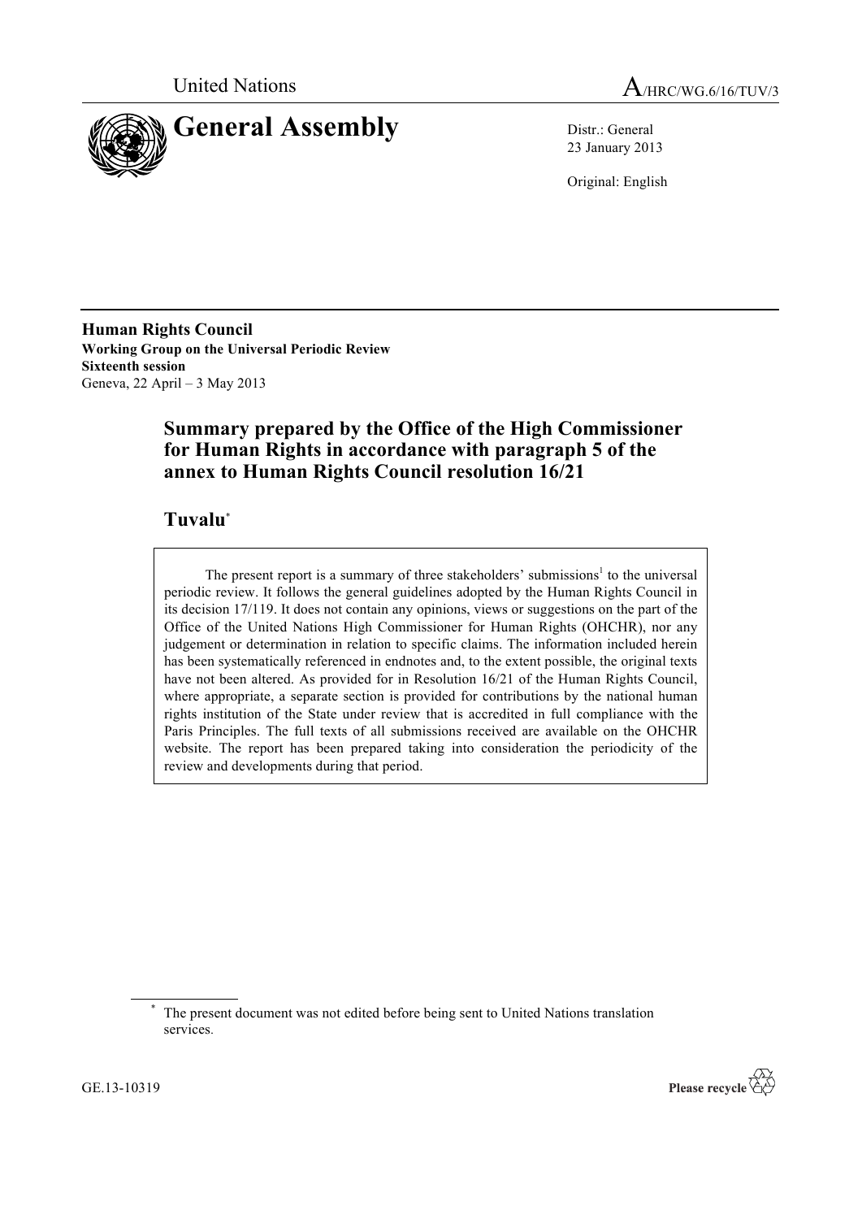United Nations

A/HRC/WG.6/16/TUV/3

# General Assembly

Distr.: General
23 January 2013

Original: English

**Human Rights Council**
**Working Group on the Universal Periodic Review**
**Sixteenth session**
Geneva, 22 April – 3 May 2013

## Summary prepared by the Office of the High Commissioner for Human Rights in accordance with paragraph 5 of the annex to Human Rights Council resolution 16/21

## Tuvalu*

The present report is a summary of three stakeholders' submissions[1] to the universal periodic review. It follows the general guidelines adopted by the Human Rights Council in its decision 17/119. It does not contain any opinions, views or suggestions on the part of the Office of the United Nations High Commissioner for Human Rights (OHCHR), nor any judgement or determination in relation to specific claims. The information included herein has been systematically referenced in endnotes and, to the extent possible, the original texts have not been altered. As provided for in Resolution 16/21 of the Human Rights Council, where appropriate, a separate section is provided for contributions by the national human rights institution of the State under review that is accredited in full compliance with the Paris Principles. The full texts of all submissions received are available on the OHCHR website. The report has been prepared taking into consideration the periodicity of the review and developments during that period.

\* The present document was not edited before being sent to United Nations translation services.

GE.13-10319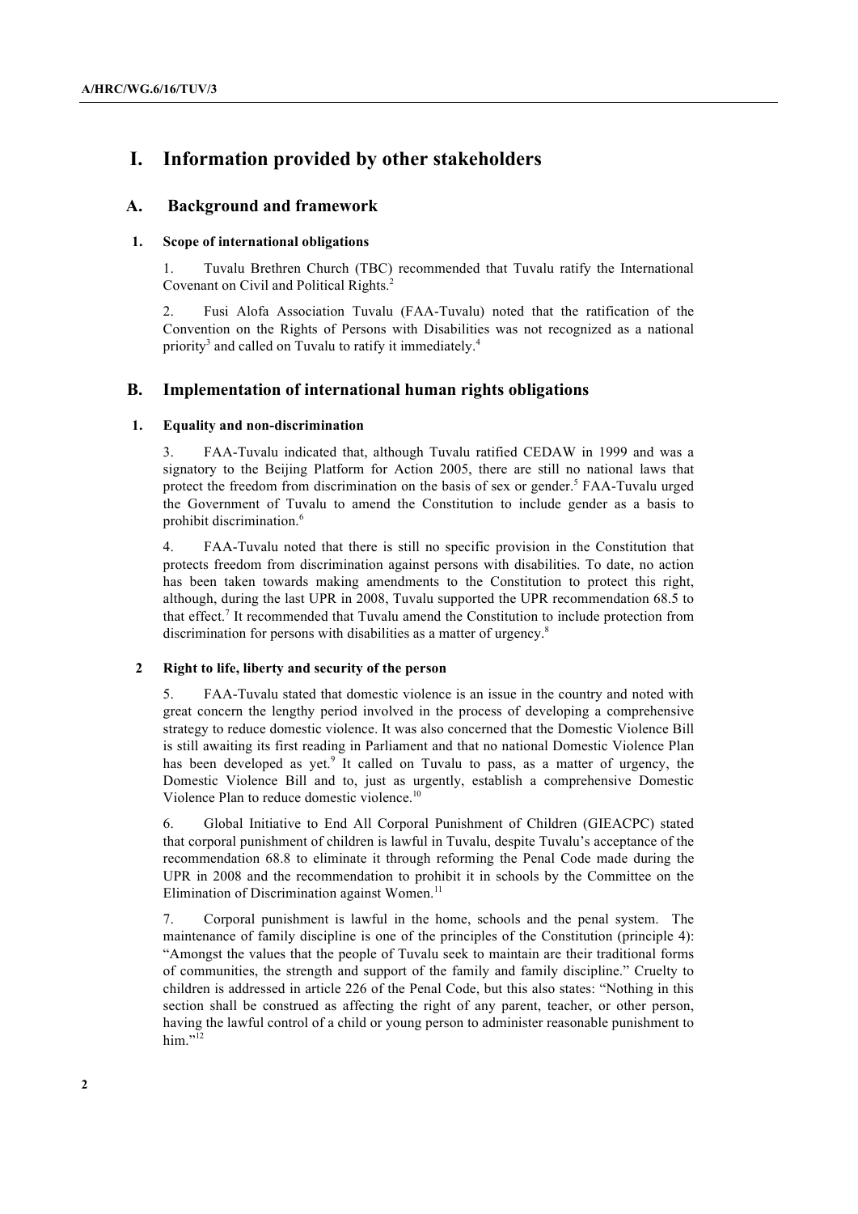# I. Information provided by other stakeholders

## A. Background and framework

### 1. Scope of international obligations

1. Tuvalu Brethren Church (TBC) recommended that Tuvalu ratify the International Covenant on Civil and Political Rights.[2]

2. Fusi Alofa Association Tuvalu (FAA-Tuvalu) noted that the ratification of the Convention on the Rights of Persons with Disabilities was not recognized as a national priority[3] and called on Tuvalu to ratify it immediately.[4]

## B. Implementation of international human rights obligations

### 1. Equality and non-discrimination

3. FAA-Tuvalu indicated that, although Tuvalu ratified CEDAW in 1999 and was a signatory to the Beijing Platform for Action 2005, there are still no national laws that protect the freedom from discrimination on the basis of sex or gender.[5] FAA-Tuvalu urged the Government of Tuvalu to amend the Constitution to include gender as a basis to prohibit discrimination.[6]

4. FAA-Tuvalu noted that there is still no specific provision in the Constitution that protects freedom from discrimination against persons with disabilities. To date, no action has been taken towards making amendments to the Constitution to protect this right, although, during the last UPR in 2008, Tuvalu supported the UPR recommendation 68.5 to that effect.[7] It recommended that Tuvalu amend the Constitution to include protection from discrimination for persons with disabilities as a matter of urgency.[8]

### 2 Right to life, liberty and security of the person

5. FAA-Tuvalu stated that domestic violence is an issue in the country and noted with great concern the lengthy period involved in the process of developing a comprehensive strategy to reduce domestic violence. It was also concerned that the Domestic Violence Bill is still awaiting its first reading in Parliament and that no national Domestic Violence Plan has been developed as yet.[9] It called on Tuvalu to pass, as a matter of urgency, the Domestic Violence Bill and to, just as urgently, establish a comprehensive Domestic Violence Plan to reduce domestic violence.[10]

6. Global Initiative to End All Corporal Punishment of Children (GIEACPC) stated that corporal punishment of children is lawful in Tuvalu, despite Tuvalu's acceptance of the recommendation 68.8 to eliminate it through reforming the Penal Code made during the UPR in 2008 and the recommendation to prohibit it in schools by the Committee on the Elimination of Discrimination against Women.[11]

7. Corporal punishment is lawful in the home, schools and the penal system. The maintenance of family discipline is one of the principles of the Constitution (principle 4): "Amongst the values that the people of Tuvalu seek to maintain are their traditional forms of communities, the strength and support of the family and family discipline." Cruelty to children is addressed in article 226 of the Penal Code, but this also states: "Nothing in this section shall be construed as affecting the right of any parent, teacher, or other person, having the lawful control of a child or young person to administer reasonable punishment to him."[12]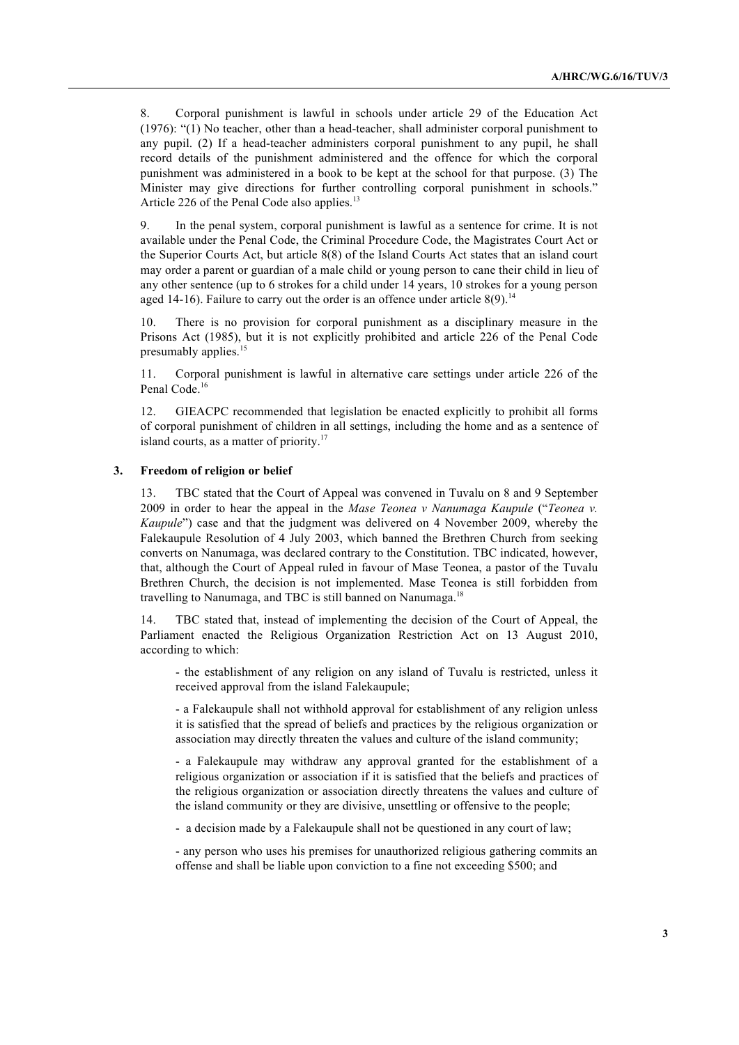8. Corporal punishment is lawful in schools under article 29 of the Education Act (1976): "(1) No teacher, other than a head-teacher, shall administer corporal punishment to any pupil. (2) If a head-teacher administers corporal punishment to any pupil, he shall record details of the punishment administered and the offence for which the corporal punishment was administered in a book to be kept at the school for that purpose. (3) The Minister may give directions for further controlling corporal punishment in schools." Article 226 of the Penal Code also applies.[13]

9. In the penal system, corporal punishment is lawful as a sentence for crime. It is not available under the Penal Code, the Criminal Procedure Code, the Magistrates Court Act or the Superior Courts Act, but article 8(8) of the Island Courts Act states that an island court may order a parent or guardian of a male child or young person to cane their child in lieu of any other sentence (up to 6 strokes for a child under 14 years, 10 strokes for a young person aged 14-16). Failure to carry out the order is an offence under article 8(9).[14]

10. There is no provision for corporal punishment as a disciplinary measure in the Prisons Act (1985), but it is not explicitly prohibited and article 226 of the Penal Code presumably applies.[15]

11. Corporal punishment is lawful in alternative care settings under article 226 of the Penal Code.[16]

12. GIEACPC recommended that legislation be enacted explicitly to prohibit all forms of corporal punishment of children in all settings, including the home and as a sentence of island courts, as a matter of priority.[17]

### 3. Freedom of religion or belief

13. TBC stated that the Court of Appeal was convened in Tuvalu on 8 and 9 September 2009 in order to hear the appeal in the *Mase Teonea v Nanumaga Kaupule* ("*Teonea v. Kaupule*") case and that the judgment was delivered on 4 November 2009, whereby the Falekaupule Resolution of 4 July 2003, which banned the Brethren Church from seeking converts on Nanumaga, was declared contrary to the Constitution. TBC indicated, however, that, although the Court of Appeal ruled in favour of Mase Teonea, a pastor of the Tuvalu Brethren Church, the decision is not implemented. Mase Teonea is still forbidden from travelling to Nanumaga, and TBC is still banned on Nanumaga.[18]

14. TBC stated that, instead of implementing the decision of the Court of Appeal, the Parliament enacted the Religious Organization Restriction Act on 13 August 2010, according to which:

- the establishment of any religion on any island of Tuvalu is restricted, unless it received approval from the island Falekaupule;

- a Falekaupule shall not withhold approval for establishment of any religion unless it is satisfied that the spread of beliefs and practices by the religious organization or association may directly threaten the values and culture of the island community;

- a Falekaupule may withdraw any approval granted for the establishment of a religious organization or association if it is satisfied that the beliefs and practices of the religious organization or association directly threatens the values and culture of the island community or they are divisive, unsettling or offensive to the people;

- a decision made by a Falekaupule shall not be questioned in any court of law;

- any person who uses his premises for unauthorized religious gathering commits an offense and shall be liable upon conviction to a fine not exceeding $500; and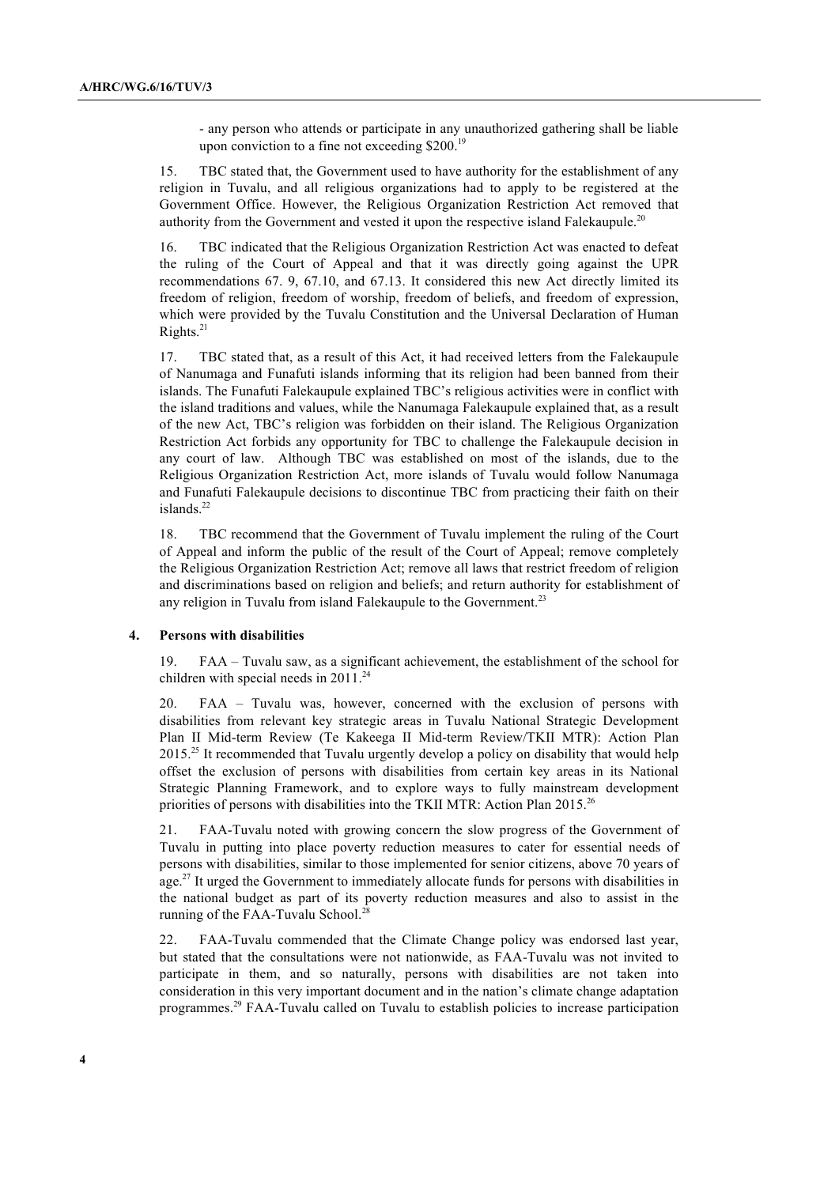- any person who attends or participate in any unauthorized gathering shall be liable upon conviction to a fine not exceeding $200.[19]

15. TBC stated that, the Government used to have authority for the establishment of any religion in Tuvalu, and all religious organizations had to apply to be registered at the Government Office. However, the Religious Organization Restriction Act removed that authority from the Government and vested it upon the respective island Falekaupule.[20]

16. TBC indicated that the Religious Organization Restriction Act was enacted to defeat the ruling of the Court of Appeal and that it was directly going against the UPR recommendations 67. 9, 67.10, and 67.13. It considered this new Act directly limited its freedom of religion, freedom of worship, freedom of beliefs, and freedom of expression, which were provided by the Tuvalu Constitution and the Universal Declaration of Human Rights.[21]

17. TBC stated that, as a result of this Act, it had received letters from the Falekaupule of Nanumaga and Funafuti islands informing that its religion had been banned from their islands. The Funafuti Falekaupule explained TBC's religious activities were in conflict with the island traditions and values, while the Nanumaga Falekaupule explained that, as a result of the new Act, TBC's religion was forbidden on their island. The Religious Organization Restriction Act forbids any opportunity for TBC to challenge the Falekaupule decision in any court of law. Although TBC was established on most of the islands, due to the Religious Organization Restriction Act, more islands of Tuvalu would follow Nanumaga and Funafuti Falekaupule decisions to discontinue TBC from practicing their faith on their islands.[22]

18. TBC recommend that the Government of Tuvalu implement the ruling of the Court of Appeal and inform the public of the result of the Court of Appeal; remove completely the Religious Organization Restriction Act; remove all laws that restrict freedom of religion and discriminations based on religion and beliefs; and return authority for establishment of any religion in Tuvalu from island Falekaupule to the Government.[23]

### 4. Persons with disabilities

19. FAA – Tuvalu saw, as a significant achievement, the establishment of the school for children with special needs in 2011.[24]

20. FAA – Tuvalu was, however, concerned with the exclusion of persons with disabilities from relevant key strategic areas in Tuvalu National Strategic Development Plan II Mid-term Review (Te Kakeega II Mid-term Review/TKII MTR): Action Plan 2015.[25] It recommended that Tuvalu urgently develop a policy on disability that would help offset the exclusion of persons with disabilities from certain key areas in its National Strategic Planning Framework, and to explore ways to fully mainstream development priorities of persons with disabilities into the TKII MTR: Action Plan 2015.[26]

21. FAA-Tuvalu noted with growing concern the slow progress of the Government of Tuvalu in putting into place poverty reduction measures to cater for essential needs of persons with disabilities, similar to those implemented for senior citizens, above 70 years of age.[27] It urged the Government to immediately allocate funds for persons with disabilities in the national budget as part of its poverty reduction measures and also to assist in the running of the FAA-Tuvalu School.[28]

22. FAA-Tuvalu commended that the Climate Change policy was endorsed last year, but stated that the consultations were not nationwide, as FAA-Tuvalu was not invited to participate in them, and so naturally, persons with disabilities are not taken into consideration in this very important document and in the nation's climate change adaptation programmes.[29] FAA-Tuvalu called on Tuvalu to establish policies to increase participation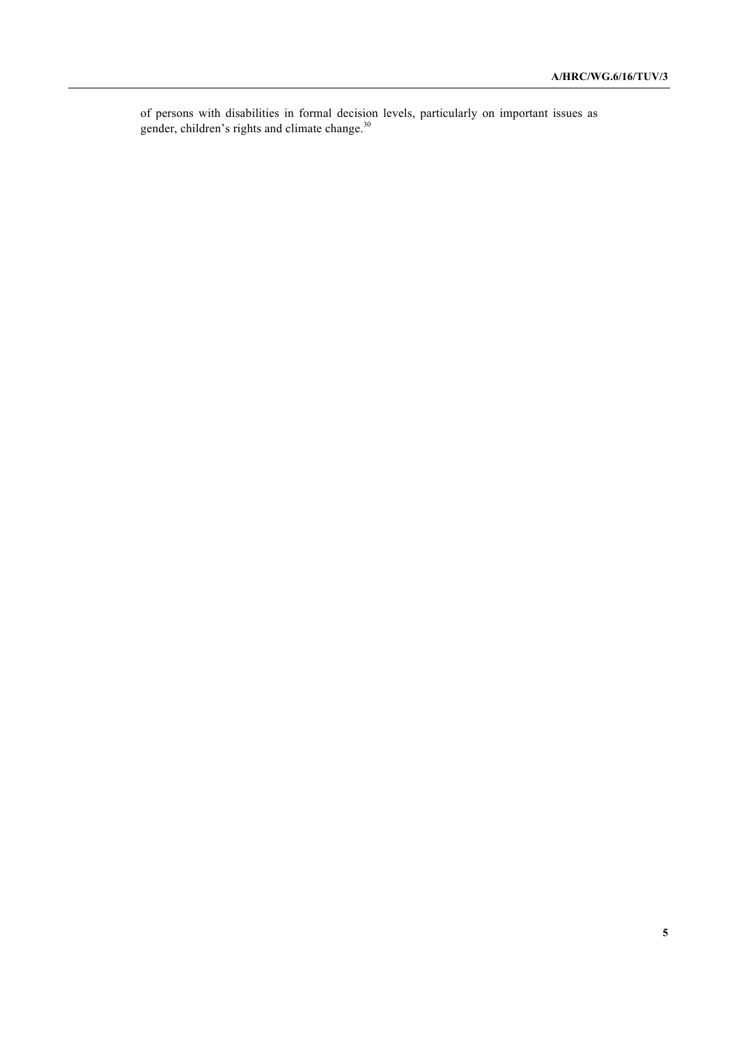of persons with disabilities in formal decision levels, particularly on important issues as gender, children's rights and climate change.[30]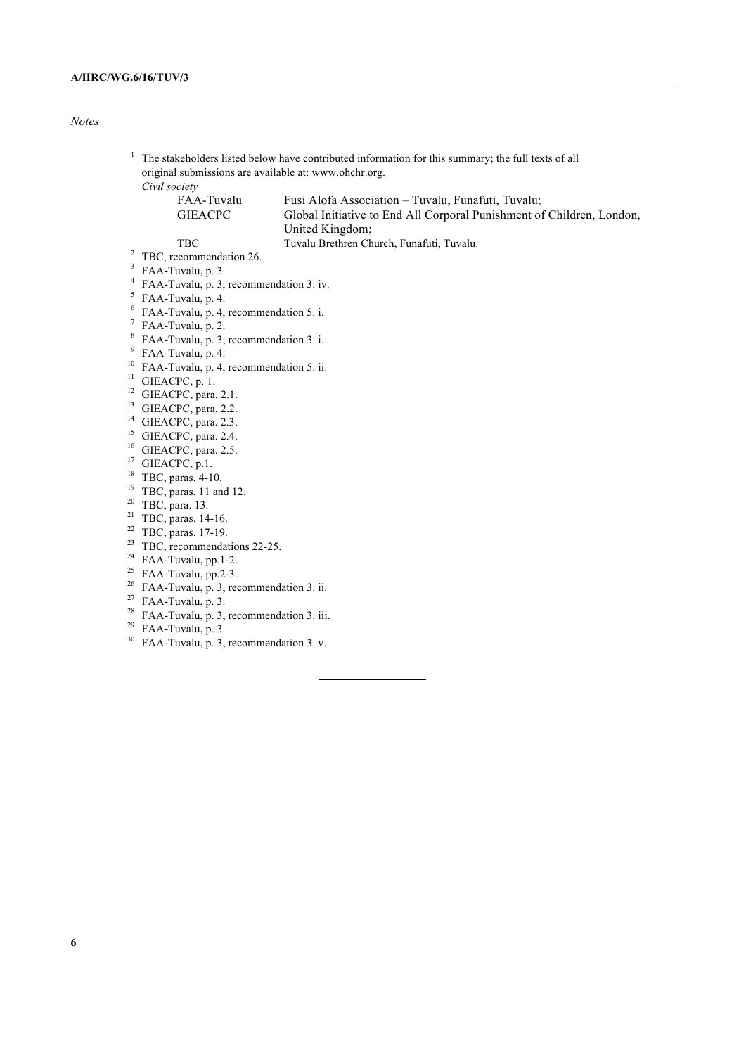*Notes*

[1] The stakeholders listed below have contributed information for this summary; the full texts of all original submissions are available at: www.ohchr.org.

*Civil society*

| | |
|---|---|
| FAA-Tuvalu | Fusi Alofa Association – Tuvalu, Funafuti, Tuvalu; |
| GIEACPC | Global Initiative to End All Corporal Punishment of Children, London, United Kingdom; |
| TBC | Tuvalu Brethren Church, Funafuti, Tuvalu. |

[2] TBC, recommendation 26.
[3] FAA-Tuvalu, p. 3.
[4] FAA-Tuvalu, p. 3, recommendation 3. iv.
[5] FAA-Tuvalu, p. 4.
[6] FAA-Tuvalu, p. 4, recommendation 5. i.
[7] FAA-Tuvalu, p. 2.
[8] FAA-Tuvalu, p. 3, recommendation 3. i.
[9] FAA-Tuvalu, p. 4.
[10] FAA-Tuvalu, p. 4, recommendation 5. ii.
[11] GIEACPC, p. 1.
[12] GIEACPC, para. 2.1.
[13] GIEACPC, para. 2.2.
[14] GIEACPC, para. 2.3.
[15] GIEACPC, para. 2.4.
[16] GIEACPC, para. 2.5.
[17] GIEACPC, p.1.
[18] TBC, paras. 4-10.
[19] TBC, paras. 11 and 12.
[20] TBC, para. 13.
[21] TBC, paras. 14-16.
[22] TBC, paras. 17-19.
[23] TBC, recommendations 22-25.
[24] FAA-Tuvalu, pp.1-2.
[25] FAA-Tuvalu, pp.2-3.
[26] FAA-Tuvalu, p. 3, recommendation 3. ii.
[27] FAA-Tuvalu, p. 3.
[28] FAA-Tuvalu, p. 3, recommendation 3. iii.
[29] FAA-Tuvalu, p. 3.
[30] FAA-Tuvalu, p. 3, recommendation 3. v.